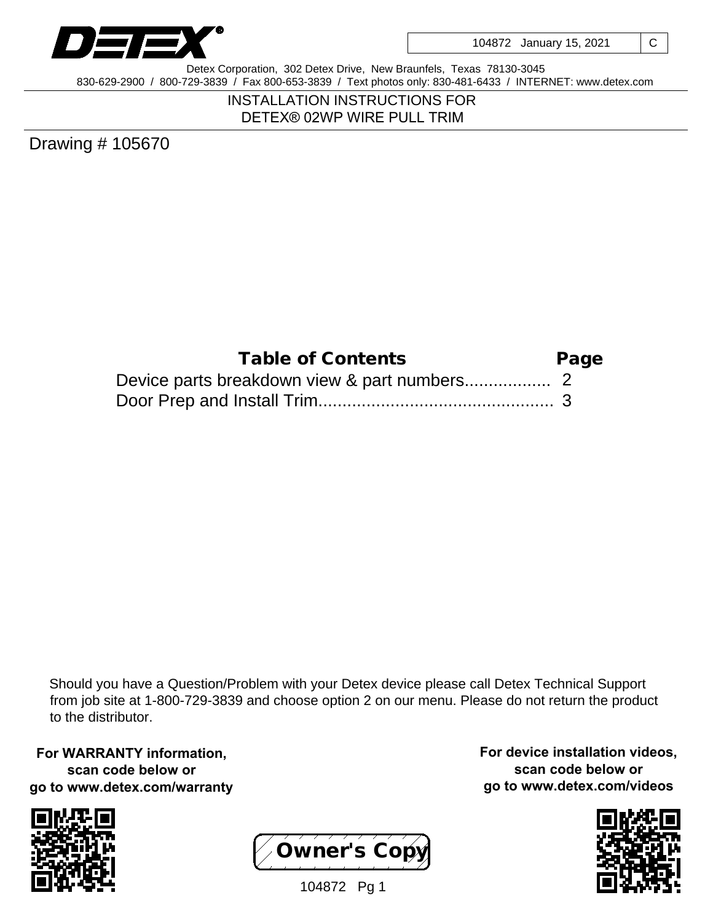DETEX®

| 104872 January 15, 2021 | C |
|---|---|

Detex Corporation, 302 Detex Drive, New Braunfels, Texas 78130-3045
830-629-2900 / 800-729-3839 / Fax 800-653-3839 / Text photos only: 830-481-6433 / INTERNET: www.detex.com

# INSTALLATION INSTRUCTIONS FOR DETEX® 02WP WIRE PULL TRIM

Drawing # 105670

| Table of Contents | Page |
|---|---|
| Device parts breakdown view & part numbers.................. | 2 |
| Door Prep and Install Trim................................................. | 3 |

Should you have a Question/Problem with your Detex device please call Detex Technical Support from job site at 1-800-729-3839 and choose option 2 on our menu. Please do not return the product to the distributor.

**For WARRANTY information, scan code below or go to www.detex.com/warranty**

**For device installation videos, scan code below or go to www.detex.com/videos**

Owner's Copy

104872 Pg 1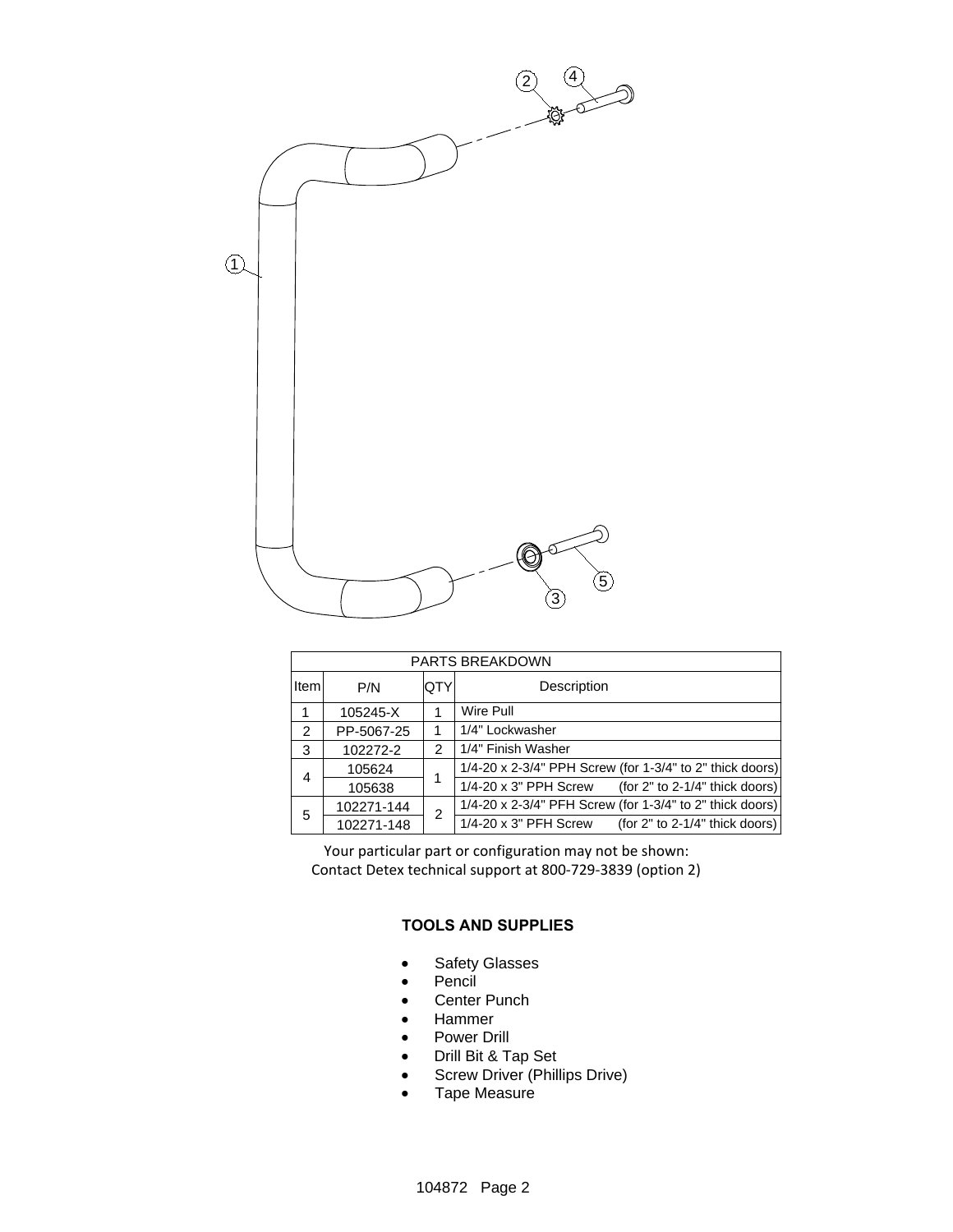| PARTS BREAKDOWN | | | |
|---|---|---|---|
| Item | P/N | QTY | Description |
| 1 | 105245-X | 1 | Wire Pull |
| 2 | PP-5067-25 | 1 | 1/4" Lockwasher |
| 3 | 102272-2 | 2 | 1/4" Finish Washer |
| 4 | 105624 | 1 | 1/4-20 x 2-3/4" PPH Screw (for 1-3/4" to 2" thick doors) |
| | 105638 | | 1/4-20 x 3" PPH Screw (for 2" to 2-1/4" thick doors) |
| 5 | 102271-144 | 2 | 1/4-20 x 2-3/4" PFH Screw (for 1-3/4" to 2" thick doors) |
| | 102271-148 | | 1/4-20 x 3" PFH Screw (for 2" to 2-1/4" thick doors) |

Your particular part or configuration may not be shown:
Contact Detex technical support at 800-729-3839 (option 2)

**TOOLS AND SUPPLIES**

- Safety Glasses
- Pencil
- Center Punch
- Hammer
- Power Drill
- Drill Bit & Tap Set
- Screw Driver (Phillips Drive)
- Tape Measure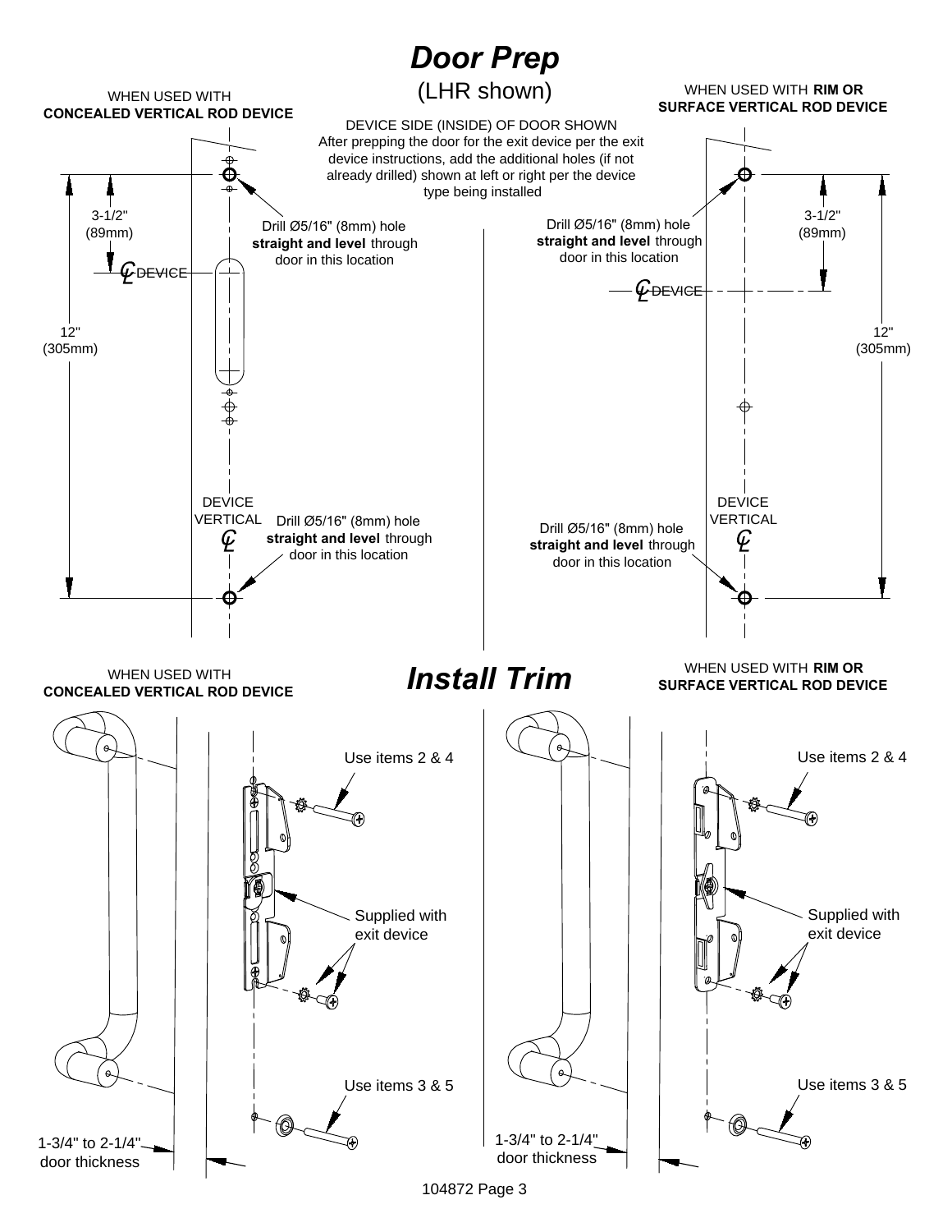# Door Prep

(LHR shown)

DEVICE SIDE (INSIDE) OF DOOR SHOWN
After prepping the door for the exit device per the exit device instructions, add the additional holes (if not already drilled) shown at left or right per the device type being installed

## WHEN USED WITH CONCEALED VERTICAL ROD DEVICE

3-1/2" (89mm)

12" (305mm)

℄ DEVICE

Drill Ø5/16" (8mm) hole **straight and level** through door in this location

DEVICE VERTICAL ℄

Drill Ø5/16" (8mm) hole **straight and level** through door in this location

## WHEN USED WITH RIM OR SURFACE VERTICAL ROD DEVICE

3-1/2" (89mm)

12" (305mm)

℄ DEVICE

Drill Ø5/16" (8mm) hole **straight and level** through door in this location

DEVICE VERTICAL ℄

Drill Ø5/16" (8mm) hole **straight and level** through door in this location

# Install Trim

## WHEN USED WITH CONCEALED VERTICAL ROD DEVICE

Use items 2 & 4

Supplied with exit device

Use items 3 & 5

1-3/4" to 2-1/4" door thickness

## WHEN USED WITH RIM OR SURFACE VERTICAL ROD DEVICE

Use items 2 & 4

Supplied with exit device

Use items 3 & 5

1-3/4" to 2-1/4" door thickness

104872 Page 3